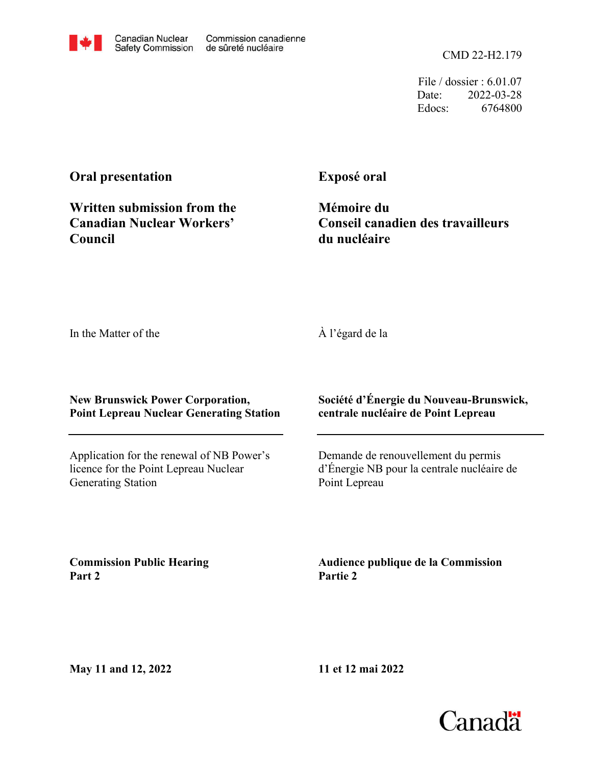Canadian Nuclear Safety Commission | Commission canadienne de sûreté nucléaire

CMD 22-H2.179

File / dossier : 6.01.07
Date: 2022-03-28
Edocs: 6764800

**Oral presentation**

**Written submission from the Canadian Nuclear Workers' Council**

**Exposé oral**

**Mémoire du Conseil canadien des travailleurs du nucléaire**

In the Matter of the

À l'égard de la

**New Brunswick Power Corporation, Point Lepreau Nuclear Generating Station**

**Société d'Énergie du Nouveau-Brunswick, centrale nucléaire de Point Lepreau**

Application for the renewal of NB Power's licence for the Point Lepreau Nuclear Generating Station

Demande de renouvellement du permis d'Énergie NB pour la centrale nucléaire de Point Lepreau

**Commission Public Hearing Part 2**

**Audience publique de la Commission Partie 2**

**May 11 and 12, 2022**

**11 et 12 mai 2022**

Canada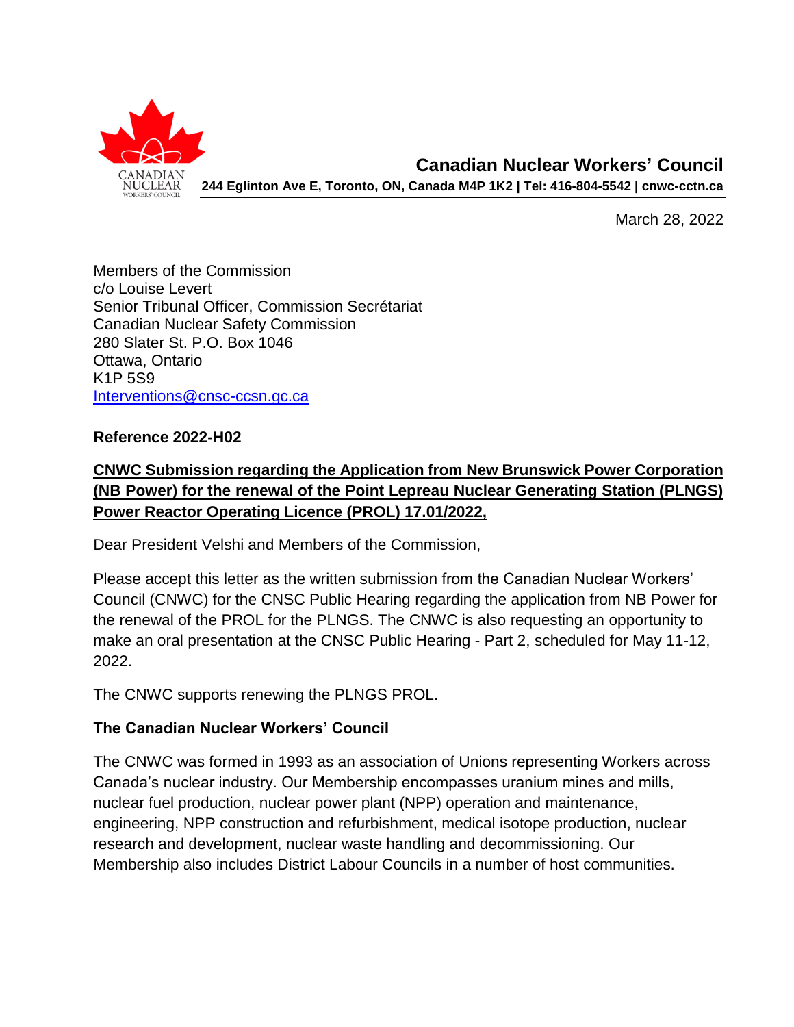**Canadian Nuclear Workers' Council**

**244 Eglinton Ave E, Toronto, ON, Canada M4P 1K2 | Tel: 416-804-5542 | cnwc-cctn.ca**

March 28, 2022

Members of the Commission
c/o Louise Levert
Senior Tribunal Officer, Commission Secrétariat
Canadian Nuclear Safety Commission
280 Slater St. P.O. Box 1046
Ottawa, Ontario
K1P 5S9
Interventions@cnsc-ccsn.gc.ca

**Reference 2022-H02**

**CNWC Submission regarding the Application from New Brunswick Power Corporation (NB Power) for the renewal of the Point Lepreau Nuclear Generating Station (PLNGS) Power Reactor Operating Licence (PROL) 17.01/2022,**

Dear President Velshi and Members of the Commission,

Please accept this letter as the written submission from the Canadian Nuclear Workers' Council (CNWC) for the CNSC Public Hearing regarding the application from NB Power for the renewal of the PROL for the PLNGS. The CNWC is also requesting an opportunity to make an oral presentation at the CNSC Public Hearing - Part 2, scheduled for May 11-12, 2022.

The CNWC supports renewing the PLNGS PROL.

**The Canadian Nuclear Workers' Council**

The CNWC was formed in 1993 as an association of Unions representing Workers across Canada's nuclear industry. Our Membership encompasses uranium mines and mills, nuclear fuel production, nuclear power plant (NPP) operation and maintenance, engineering, NPP construction and refurbishment, medical isotope production, nuclear research and development, nuclear waste handling and decommissioning. Our Membership also includes District Labour Councils in a number of host communities.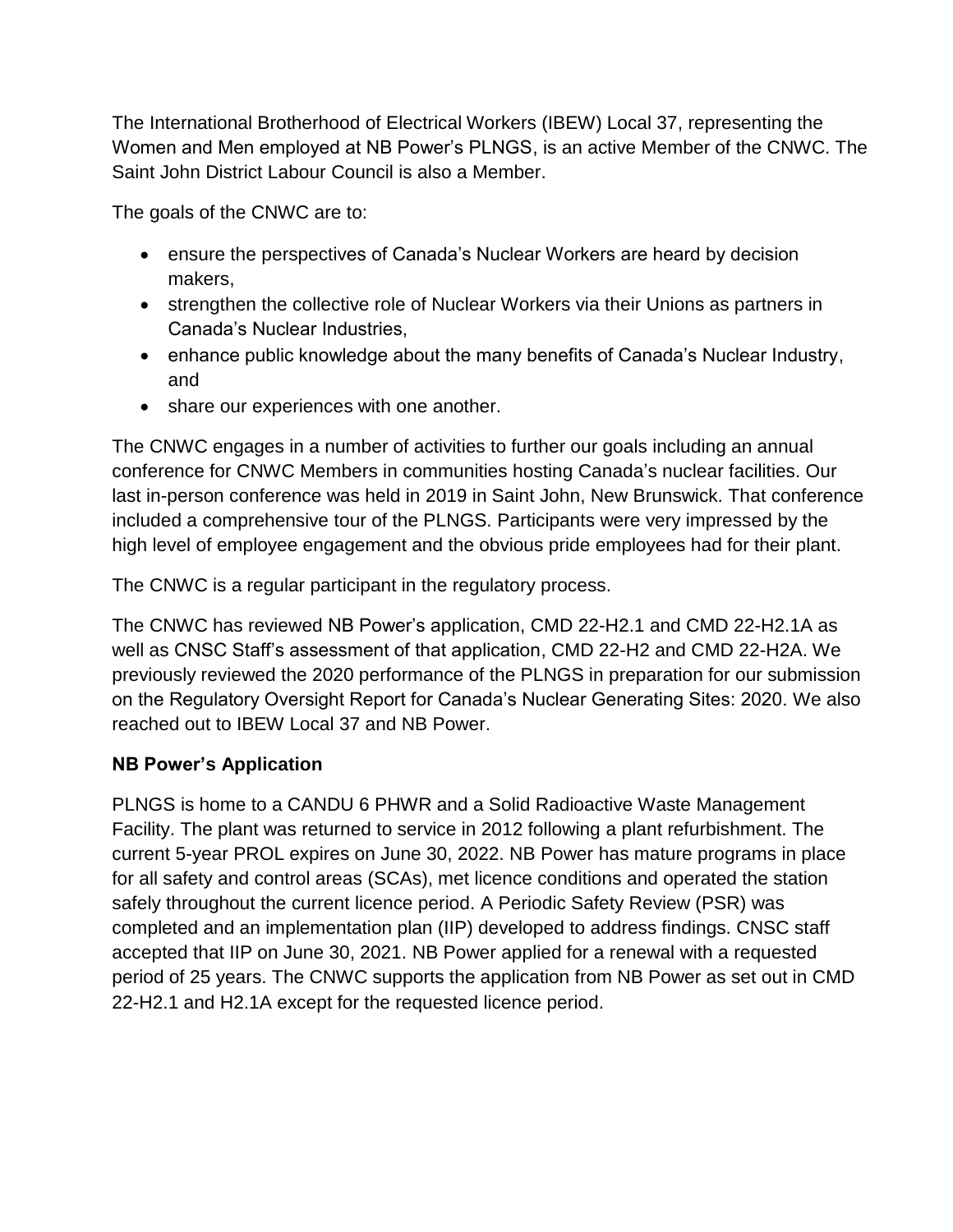The International Brotherhood of Electrical Workers (IBEW) Local 37, representing the Women and Men employed at NB Power's PLNGS, is an active Member of the CNWC. The Saint John District Labour Council is also a Member.

The goals of the CNWC are to:

- ensure the perspectives of Canada's Nuclear Workers are heard by decision makers,
- strengthen the collective role of Nuclear Workers via their Unions as partners in Canada's Nuclear Industries,
- enhance public knowledge about the many benefits of Canada's Nuclear Industry, and
- share our experiences with one another.

The CNWC engages in a number of activities to further our goals including an annual conference for CNWC Members in communities hosting Canada's nuclear facilities. Our last in-person conference was held in 2019 in Saint John, New Brunswick. That conference included a comprehensive tour of the PLNGS. Participants were very impressed by the high level of employee engagement and the obvious pride employees had for their plant.

The CNWC is a regular participant in the regulatory process.

The CNWC has reviewed NB Power's application, CMD 22-H2.1 and CMD 22-H2.1A as well as CNSC Staff's assessment of that application, CMD 22-H2 and CMD 22-H2A. We previously reviewed the 2020 performance of the PLNGS in preparation for our submission on the Regulatory Oversight Report for Canada's Nuclear Generating Sites: 2020. We also reached out to IBEW Local 37 and NB Power.

**NB Power's Application**

PLNGS is home to a CANDU 6 PHWR and a Solid Radioactive Waste Management Facility. The plant was returned to service in 2012 following a plant refurbishment. The current 5-year PROL expires on June 30, 2022. NB Power has mature programs in place for all safety and control areas (SCAs), met licence conditions and operated the station safely throughout the current licence period. A Periodic Safety Review (PSR) was completed and an implementation plan (IIP) developed to address findings. CNSC staff accepted that IIP on June 30, 2021. NB Power applied for a renewal with a requested period of 25 years. The CNWC supports the application from NB Power as set out in CMD 22-H2.1 and H2.1A except for the requested licence period.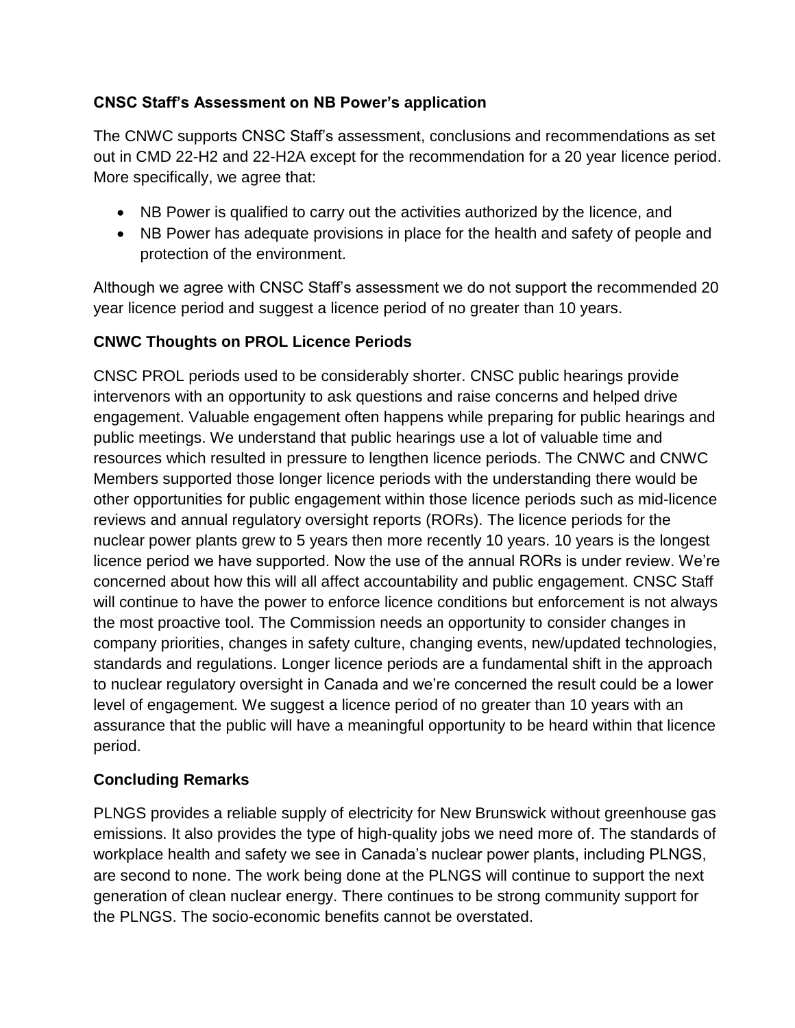### CNSC Staff's Assessment on NB Power's application

The CNWC supports CNSC Staff's assessment, conclusions and recommendations as set out in CMD 22-H2 and 22-H2A except for the recommendation for a 20 year licence period. More specifically, we agree that:

- NB Power is qualified to carry out the activities authorized by the licence, and
- NB Power has adequate provisions in place for the health and safety of people and protection of the environment.

Although we agree with CNSC Staff's assessment we do not support the recommended 20 year licence period and suggest a licence period of no greater than 10 years.

### CNWC Thoughts on PROL Licence Periods

CNSC PROL periods used to be considerably shorter. CNSC public hearings provide intervenors with an opportunity to ask questions and raise concerns and helped drive engagement. Valuable engagement often happens while preparing for public hearings and public meetings. We understand that public hearings use a lot of valuable time and resources which resulted in pressure to lengthen licence periods. The CNWC and CNWC Members supported those longer licence periods with the understanding there would be other opportunities for public engagement within those licence periods such as mid-licence reviews and annual regulatory oversight reports (RORs). The licence periods for the nuclear power plants grew to 5 years then more recently 10 years. 10 years is the longest licence period we have supported. Now the use of the annual RORs is under review. We're concerned about how this will all affect accountability and public engagement. CNSC Staff will continue to have the power to enforce licence conditions but enforcement is not always the most proactive tool. The Commission needs an opportunity to consider changes in company priorities, changes in safety culture, changing events, new/updated technologies, standards and regulations. Longer licence periods are a fundamental shift in the approach to nuclear regulatory oversight in Canada and we're concerned the result could be a lower level of engagement. We suggest a licence period of no greater than 10 years with an assurance that the public will have a meaningful opportunity to be heard within that licence period.

### Concluding Remarks

PLNGS provides a reliable supply of electricity for New Brunswick without greenhouse gas emissions. It also provides the type of high-quality jobs we need more of. The standards of workplace health and safety we see in Canada's nuclear power plants, including PLNGS, are second to none. The work being done at the PLNGS will continue to support the next generation of clean nuclear energy. There continues to be strong community support for the PLNGS. The socio-economic benefits cannot be overstated.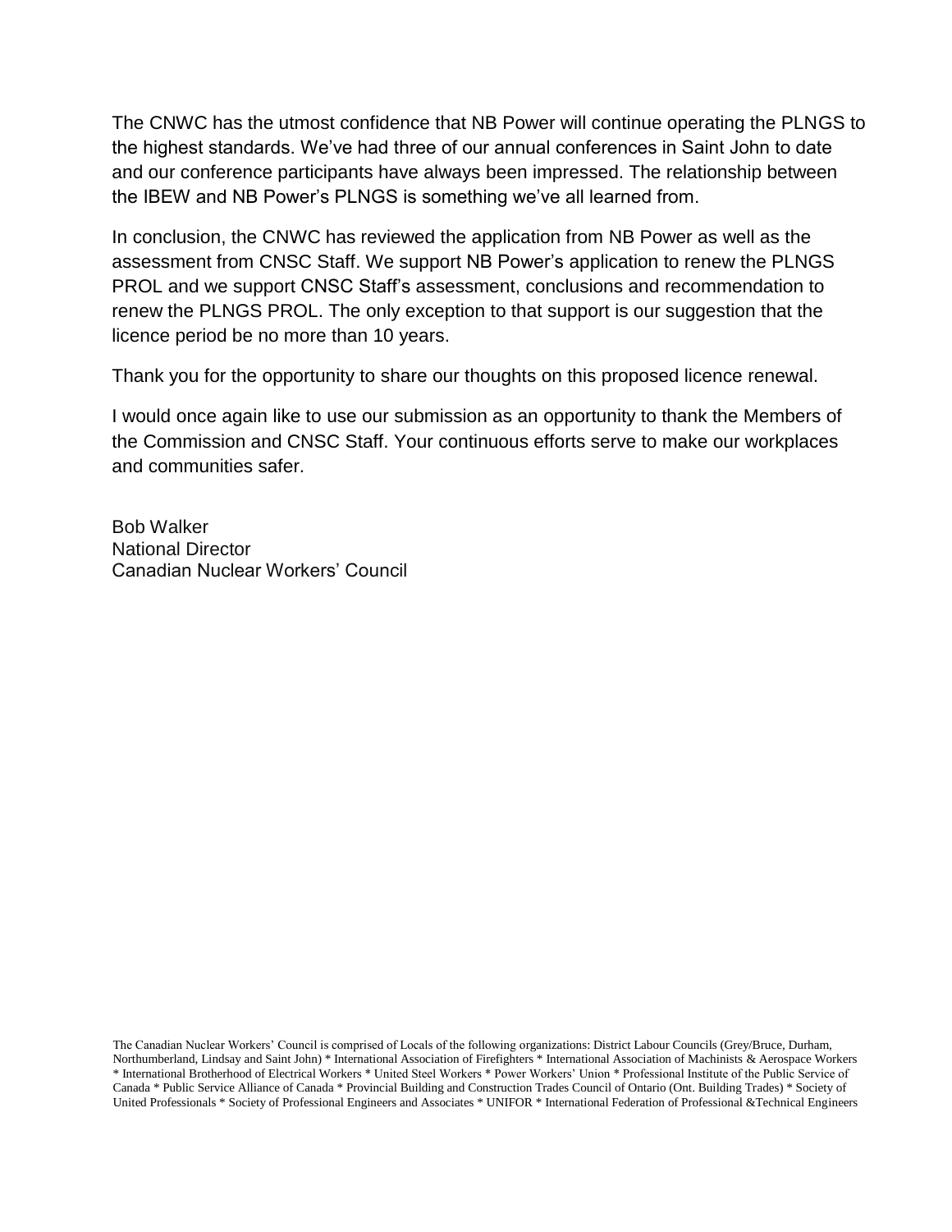The CNWC has the utmost confidence that NB Power will continue operating the PLNGS to the highest standards. We've had three of our annual conferences in Saint John to date and our conference participants have always been impressed. The relationship between the IBEW and NB Power's PLNGS is something we've all learned from.

In conclusion, the CNWC has reviewed the application from NB Power as well as the assessment from CNSC Staff. We support NB Power's application to renew the PLNGS PROL and we support CNSC Staff's assessment, conclusions and recommendation to renew the PLNGS PROL. The only exception to that support is our suggestion that the licence period be no more than 10 years.

Thank you for the opportunity to share our thoughts on this proposed licence renewal.

I would once again like to use our submission as an opportunity to thank the Members of the Commission and CNSC Staff. Your continuous efforts serve to make our workplaces and communities safer.

Bob Walker
National Director
Canadian Nuclear Workers' Council

The Canadian Nuclear Workers' Council is comprised of Locals of the following organizations: District Labour Councils (Grey/Bruce, Durham, Northumberland, Lindsay and Saint John) * International Association of Firefighters * International Association of Machinists & Aerospace Workers * International Brotherhood of Electrical Workers * United Steel Workers * Power Workers' Union * Professional Institute of the Public Service of Canada * Public Service Alliance of Canada * Provincial Building and Construction Trades Council of Ontario (Ont. Building Trades) * Society of United Professionals * Society of Professional Engineers and Associates * UNIFOR * International Federation of Professional &Technical Engineers